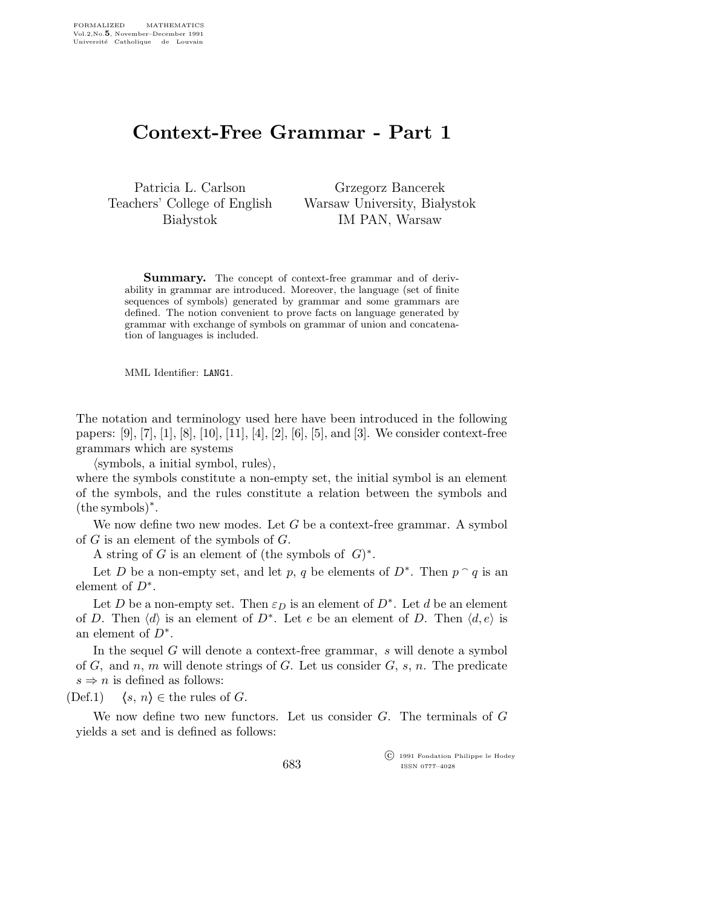# Context-Free Grammar - Part 1

Patricia L. Carlson
Teachers' College of English
Białystok

Grzegorz Bancerek
Warsaw University, Białystok
IM PAN, Warsaw

**Summary.** The concept of context-free grammar and of derivability in grammar are introduced. Moreover, the language (set of finite sequences of symbols) generated by grammar and some grammars are defined. The notion convenient to prove facts on language generated by grammar with exchange of symbols on grammar of union and concatenation of languages is included.

MML Identifier: LANG1.

The notation and terminology used here have been introduced in the following papers: [9], [7], [1], [8], [10], [11], [4], [2], [6], [5], and [3]. We consider context-free grammars which are systems

⟨symbols, a initial symbol, rules⟩,

where the symbols constitute a non-empty set, the initial symbol is an element of the symbols, and the rules constitute a relation between the symbols and (the symbols)$^*$.

We now define two new modes. Let $G$ be a context-free grammar. A symbol of $G$ is an element of the symbols of $G$.

A string of $G$ is an element of (the symbols of $G$)$^*$.

Let $D$ be a non-empty set, and let $p$, $q$ be elements of $D^*$. Then $p \frown q$ is an element of $D^*$.

Let $D$ be a non-empty set. Then $\varepsilon_D$ is an element of $D^*$. Let $d$ be an element of $D$. Then $\langle d \rangle$ is an element of $D^*$. Let $e$ be an element of $D$. Then $\langle d, e \rangle$ is an element of $D^*$.

In the sequel $G$ will denote a context-free grammar, $s$ will denote a symbol of $G$, and $n$, $m$ will denote strings of $G$. Let us consider $G$, $s$, $n$. The predicate $s \Rightarrow n$ is defined as follows:

(Def.1) $\langle s, n \rangle \in$ the rules of $G$.

We now define two new functors. Let us consider $G$. The terminals of $G$ yields a set and is defined as follows: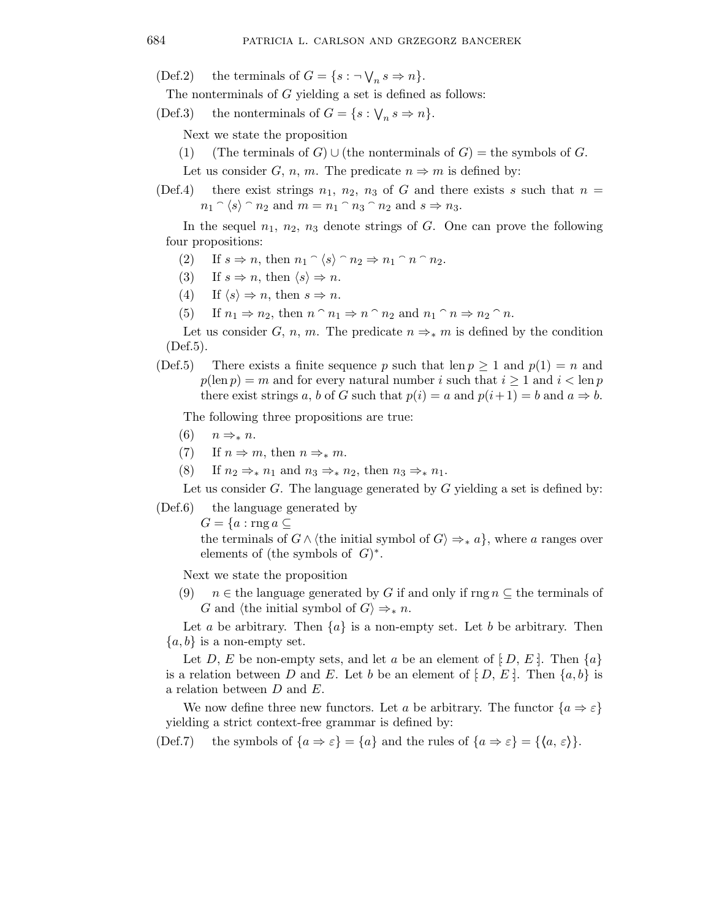(Def.2) the terminals of $G = \{s : \neg \bigvee_n s \Rightarrow n\}$.

The nonterminals of $G$ yielding a set is defined as follows:

(Def.3) the nonterminals of $G = \{s : \bigvee_n s \Rightarrow n\}$.

Next we state the proposition

(1) (The terminals of $G$) $\cup$ (the nonterminals of $G$) = the symbols of $G$.

Let us consider $G$, $n$, $m$. The predicate $n \Rightarrow m$ is defined by:

(Def.4) there exist strings $n_1$, $n_2$, $n_3$ of $G$ and there exists $s$ such that $n = n_1 \frown \langle s \rangle \frown n_2$ and $m = n_1 \frown n_3 \frown n_2$ and $s \Rightarrow n_3$.

In the sequel $n_1$, $n_2$, $n_3$ denote strings of $G$. One can prove the following four propositions:

(2) If $s \Rightarrow n$, then $n_1 \frown \langle s \rangle \frown n_2 \Rightarrow n_1 \frown n \frown n_2$.

(3) If $s \Rightarrow n$, then $\langle s \rangle \Rightarrow n$.

(4) If $\langle s \rangle \Rightarrow n$, then $s \Rightarrow n$.

(5) If $n_1 \Rightarrow n_2$, then $n \frown n_1 \Rightarrow n \frown n_2$ and $n_1 \frown n \Rightarrow n_2 \frown n$.

Let us consider $G$, $n$, $m$. The predicate $n \Rightarrow_* m$ is defined by the condition (Def.5).

(Def.5) There exists a finite sequence $p$ such that $\operatorname{len} p \geq 1$ and $p(1) = n$ and $p(\operatorname{len} p) = m$ and for every natural number $i$ such that $i \geq 1$ and $i < \operatorname{len} p$ there exist strings $a$, $b$ of $G$ such that $p(i) = a$ and $p(i+1) = b$ and $a \Rightarrow b$.

The following three propositions are true:

(6) $n \Rightarrow_* n$.

(7) If $n \Rightarrow m$, then $n \Rightarrow_* m$.

(8) If $n_2 \Rightarrow_* n_1$ and $n_3 \Rightarrow_* n_2$, then $n_3 \Rightarrow_* n_1$.

Let us consider $G$. The language generated by $G$ yielding a set is defined by:

(Def.6) the language generated by $G = \{a : \operatorname{rng} a \subseteq$ the terminals of $G \wedge \langle$the initial symbol of $G\rangle \Rightarrow_* a\}$, where $a$ ranges over elements of (the symbols of $G)^*$.

Next we state the proposition

(9) $n \in$ the language generated by $G$ if and only if $\operatorname{rng} n \subseteq$ the terminals of $G$ and $\langle$the initial symbol of $G\rangle \Rightarrow_* n$.

Let $a$ be arbitrary. Then $\{a\}$ is a non-empty set. Let $b$ be arbitrary. Then $\{a, b\}$ is a non-empty set.

Let $D$, $E$ be non-empty sets, and let $a$ be an element of $[\!: D, E :\!]$. Then $\{a\}$ is a relation between $D$ and $E$. Let $b$ be an element of $[\!: D, E :\!]$. Then $\{a, b\}$ is a relation between $D$ and $E$.

We now define three new functors. Let $a$ be arbitrary. The functor $\{a \Rightarrow \varepsilon\}$ yielding a strict context-free grammar is defined by:

(Def.7) the symbols of $\{a \Rightarrow \varepsilon\} = \{a\}$ and the rules of $\{a \Rightarrow \varepsilon\} = \{\langle a, \varepsilon \rangle\}$.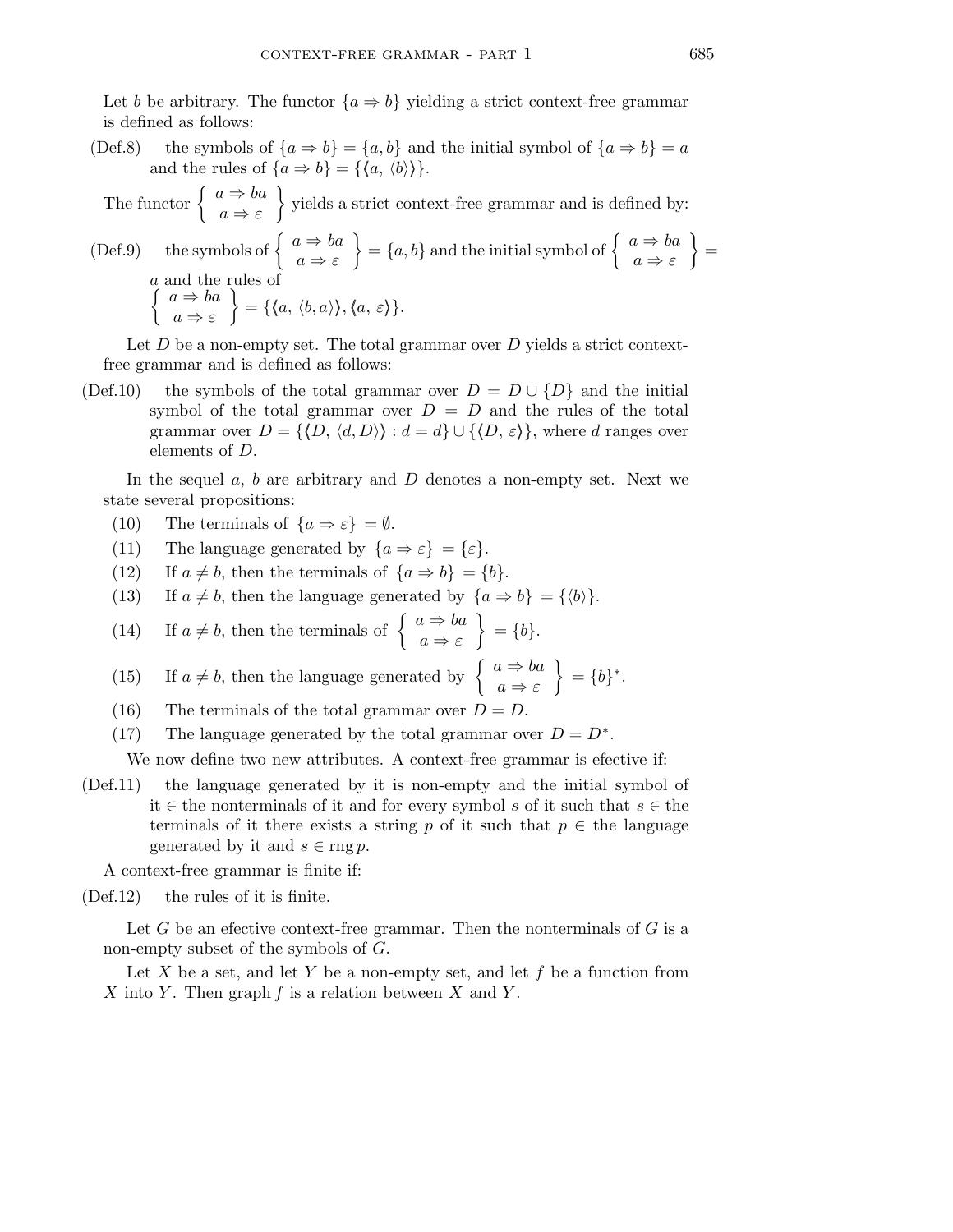Let $b$ be arbitrary. The functor $\{a \Rightarrow b\}$ yielding a strict context-free grammar is defined as follows:

(Def.8) the symbols of $\{a \Rightarrow b\} = \{a, b\}$ and the initial symbol of $\{a \Rightarrow b\} = a$ and the rules of $\{a \Rightarrow b\} = \{\langle a, \langle b \rangle\rangle\}$.

The functor $\left\{ \begin{array}{c} a \Rightarrow ba \\ a \Rightarrow \varepsilon \end{array} \right\}$ yields a strict context-free grammar and is defined by:

(Def.9) the symbols of $\left\{ \begin{array}{c} a \Rightarrow ba \\ a \Rightarrow \varepsilon \end{array} \right\} = \{a, b\}$ and the initial symbol of $\left\{ \begin{array}{c} a \Rightarrow ba \\ a \Rightarrow \varepsilon \end{array} \right\} = a$ and the rules of $\left\{ \begin{array}{c} a \Rightarrow ba \\ a \Rightarrow \varepsilon \end{array} \right\} = \{\langle a, \langle b, a \rangle\rangle, \langle a, \varepsilon \rangle\}$.

Let $D$ be a non-empty set. The total grammar over $D$ yields a strict context-free grammar and is defined as follows:

(Def.10) the symbols of the total grammar over $D = D \cup \{D\}$ and the initial symbol of the total grammar over $D = D$ and the rules of the total grammar over $D = \{\langle D, \langle d, D \rangle\rangle : d = d\} \cup \{\langle D, \varepsilon \rangle\}$, where $d$ ranges over elements of $D$.

In the sequel $a$, $b$ are arbitrary and $D$ denotes a non-empty set. Next we state several propositions:

(10) The terminals of $\{a \Rightarrow \varepsilon\} = \emptyset$.

(11) The language generated by $\{a \Rightarrow \varepsilon\} = \{\varepsilon\}$.

(12) If $a \neq b$, then the terminals of $\{a \Rightarrow b\} = \{b\}$.

(13) If $a \neq b$, then the language generated by $\{a \Rightarrow b\} = \{\langle b \rangle\}$.

(14) If $a \neq b$, then the terminals of $\left\{ \begin{array}{c} a \Rightarrow ba \\ a \Rightarrow \varepsilon \end{array} \right\} = \{b\}$.

(15) If $a \neq b$, then the language generated by $\left\{ \begin{array}{c} a \Rightarrow ba \\ a \Rightarrow \varepsilon \end{array} \right\} = \{b\}^*$.

(16) The terminals of the total grammar over $D = D$.

(17) The language generated by the total grammar over $D = D^*$.

We now define two new attributes. A context-free grammar is efective if:

(Def.11) the language generated by it is non-empty and the initial symbol of it $\in$ the nonterminals of it and for every symbol $s$ of it such that $s \in$ the terminals of it there exists a string $p$ of it such that $p \in$ the language generated by it and $s \in \operatorname{rng} p$.

A context-free grammar is finite if:

(Def.12) the rules of it is finite.

Let $G$ be an efective context-free grammar. Then the nonterminals of $G$ is a non-empty subset of the symbols of $G$.

Let $X$ be a set, and let $Y$ be a non-empty set, and let $f$ be a function from $X$ into $Y$. Then graph $f$ is a relation between $X$ and $Y$.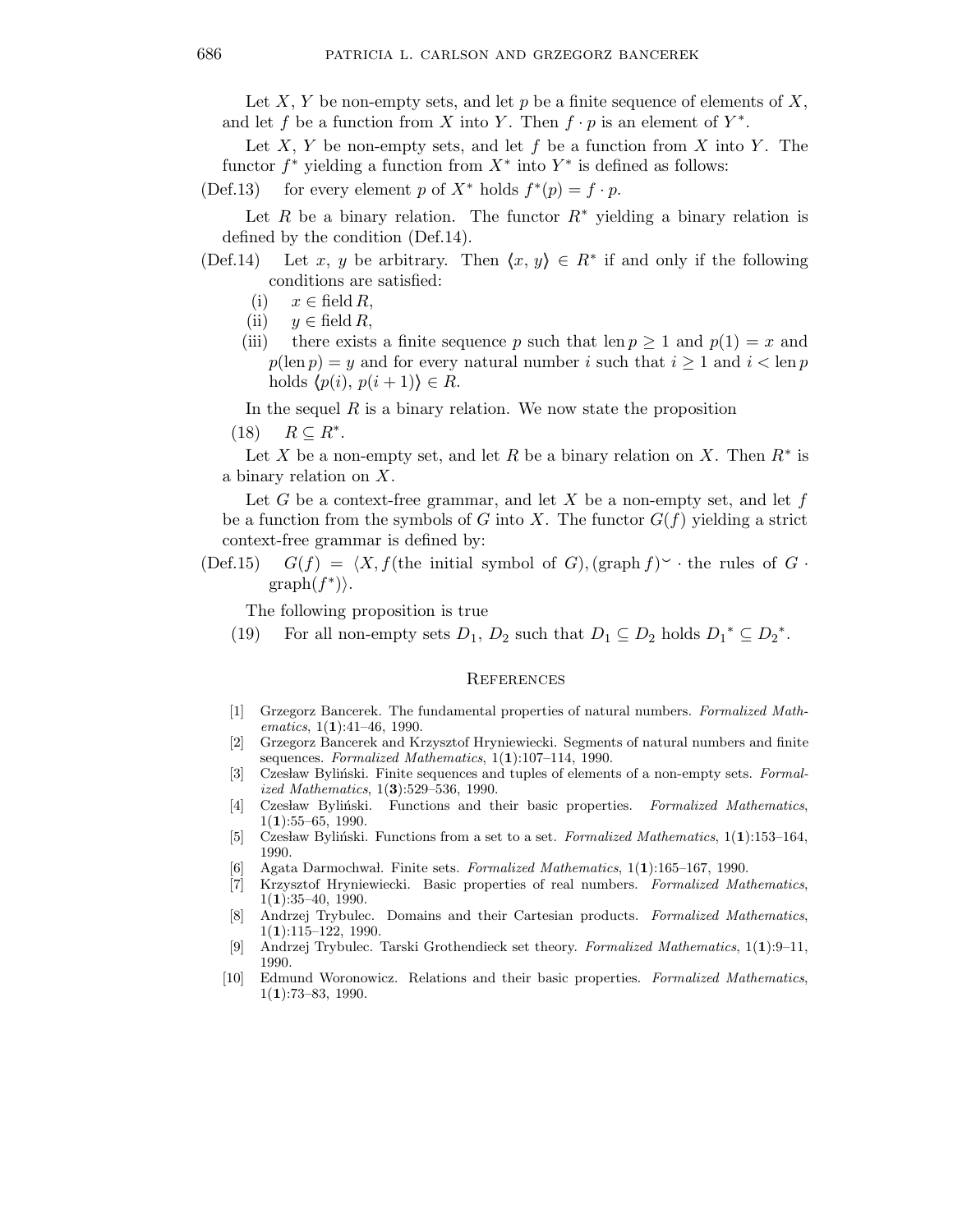Let $X$, $Y$ be non-empty sets, and let $p$ be a finite sequence of elements of $X$, and let $f$ be a function from $X$ into $Y$. Then $f \cdot p$ is an element of $Y^*$.

Let $X$, $Y$ be non-empty sets, and let $f$ be a function from $X$ into $Y$. The functor $f^*$ yielding a function from $X^*$ into $Y^*$ is defined as follows:

(Def.13) for every element $p$ of $X^*$ holds $f^*(p) = f \cdot p$.

Let $R$ be a binary relation. The functor $R^*$ yielding a binary relation is defined by the condition (Def.14).

(Def.14) Let $x$, $y$ be arbitrary. Then $\langle x, y\rangle \in R^*$ if and only if the following conditions are satisfied:

- (i) $x \in \operatorname{field} R$,
- (ii) $y \in \operatorname{field} R$,
- (iii) there exists a finite sequence $p$ such that $\operatorname{len} p \geq 1$ and $p(1) = x$ and $p(\operatorname{len} p) = y$ and for every natural number $i$ such that $i \geq 1$ and $i < \operatorname{len} p$ holds $\langle p(i), p(i+1)\rangle \in R$.

In the sequel $R$ is a binary relation. We now state the proposition

(18) $R \subseteq R^*$.

Let $X$ be a non-empty set, and let $R$ be a binary relation on $X$. Then $R^*$ is a binary relation on $X$.

Let $G$ be a context-free grammar, and let $X$ be a non-empty set, and let $f$ be a function from the symbols of $G$ into $X$. The functor $G(f)$ yielding a strict context-free grammar is defined by:

(Def.15) $G(f) = \langle X, f(\text{the initial symbol of } G), (\operatorname{graph} f)^{\smile} \cdot \text{the rules of } G \cdot \operatorname{graph}(f^*)\rangle$.

The following proposition is true

(19) For all non-empty sets $D_1$, $D_2$ such that $D_1 \subseteq D_2$ holds ${D_1}^* \subseteq {D_2}^*$.

## References

[1] Grzegorz Bancerek. The fundamental properties of natural numbers. *Formalized Mathematics*, 1(**1**):41–46, 1990.

[2] Grzegorz Bancerek and Krzysztof Hryniewiecki. Segments of natural numbers and finite sequences. *Formalized Mathematics*, 1(**1**):107–114, 1990.

[3] Czesław Byliński. Finite sequences and tuples of elements of a non-empty sets. *Formalized Mathematics*, 1(**3**):529–536, 1990.

[4] Czesław Byliński. Functions and their basic properties. *Formalized Mathematics*, 1(**1**):55–65, 1990.

[5] Czesław Byliński. Functions from a set to a set. *Formalized Mathematics*, 1(**1**):153–164, 1990.

[6] Agata Darmochwał. Finite sets. *Formalized Mathematics*, 1(**1**):165–167, 1990.

[7] Krzysztof Hryniewiecki. Basic properties of real numbers. *Formalized Mathematics*, 1(**1**):35–40, 1990.

[8] Andrzej Trybulec. Domains and their Cartesian products. *Formalized Mathematics*, 1(**1**):115–122, 1990.

[9] Andrzej Trybulec. Tarski Grothendieck set theory. *Formalized Mathematics*, 1(**1**):9–11, 1990.

[10] Edmund Woronowicz. Relations and their basic properties. *Formalized Mathematics*, 1(**1**):73–83, 1990.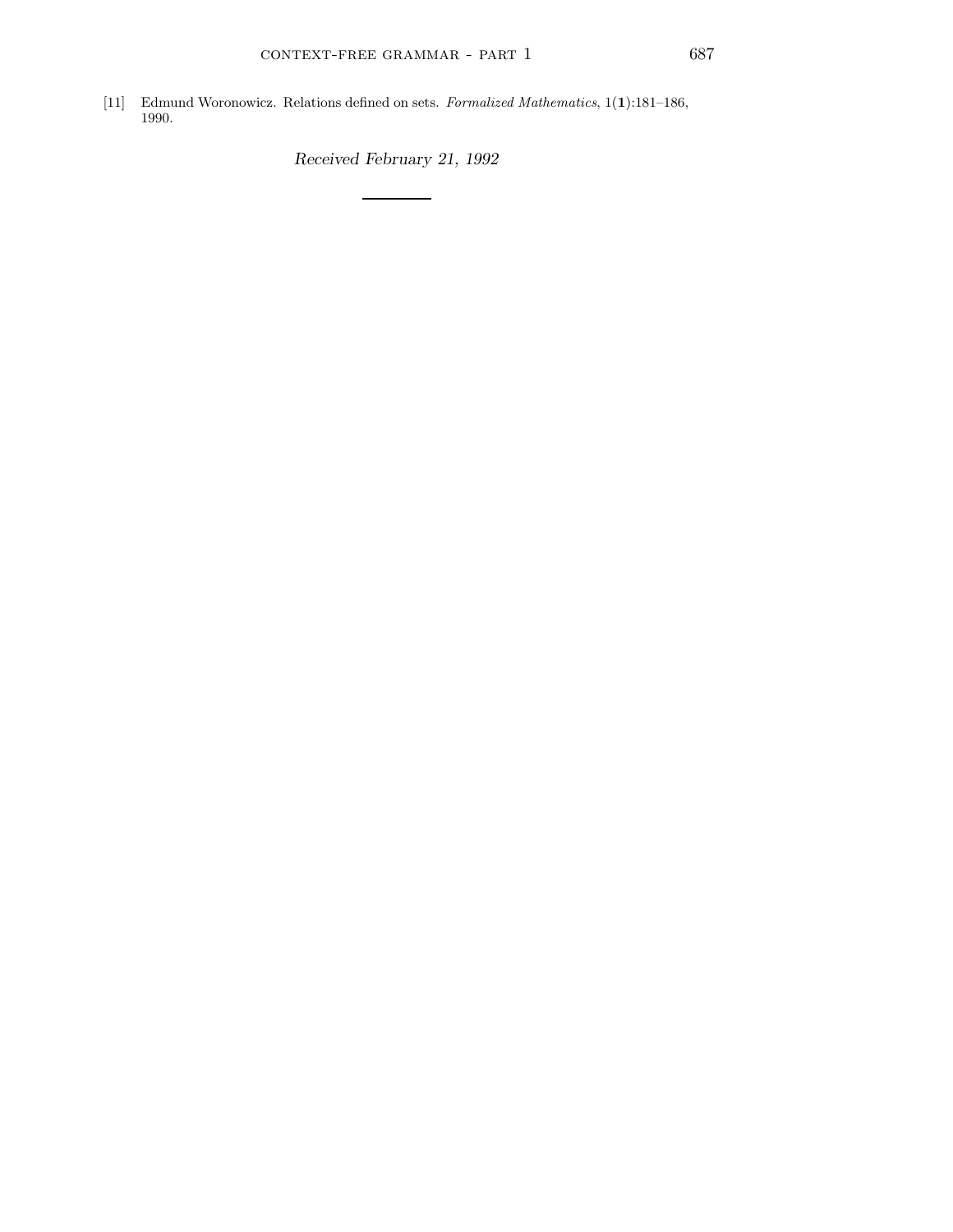[11] Edmund Woronowicz. Relations defined on sets. *Formalized Mathematics*, 1(**1**):181–186, 1990.

*Received February 21, 1992*